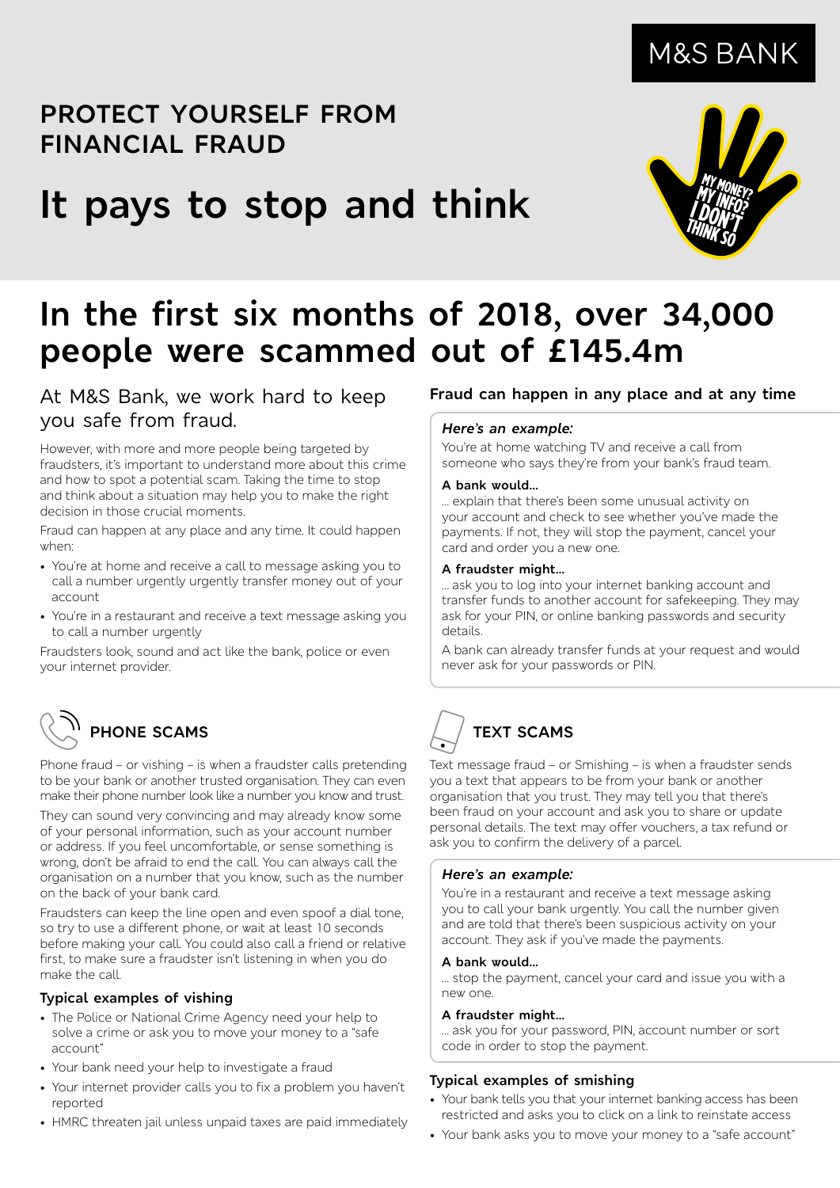M&S BANK

## PROTECT YOURSELF FROM FINANCIAL FRAUD

# It pays to stop and think

MY MONEY? MY INFO? I DON'T THINK SO

# In the first six months of 2018, over 34,000 people were scammed out of £145.4m

### At M&S Bank, we work hard to keep you safe from fraud.

However, with more and more people being targeted by fraudsters, it's important to understand more about this crime and how to spot a potential scam. Taking the time to stop and think about a situation may help you to make the right decision in those crucial moments.

Fraud can happen at any place and any time. It could happen when:

- You're at home and receive a call to message asking you to call a number urgently urgently transfer money out of your account
- You're in a restaurant and receive a text message asking you to call a number urgently

Fraudsters look, sound and act like the bank, police or even your internet provider.

### Fraud can happen in any place and at any time

***Here's an example:***

You're at home watching TV and receive a call from someone who says they're from your bank's fraud team.

**A bank would...**

... explain that there's been some unusual activity on your account and check to see whether you've made the payments. If not, they will stop the payment, cancel your card and order you a new one.

**A fraudster might...**

... ask you to log into your internet banking account and transfer funds to another account for safekeeping. They may ask for your PIN, or online banking passwords and security details.

A bank can already transfer funds at your request and would never ask for your passwords or PIN.

## PHONE SCAMS

Phone fraud – or vishing – is when a fraudster calls pretending to be your bank or another trusted organisation. They can even make their phone number look like a number you know and trust.

They can sound very convincing and may already know some of your personal information, such as your account number or address. If you feel uncomfortable, or sense something is wrong, don't be afraid to end the call. You can always call the organisation on a number that you know, such as the number on the back of your bank card.

Fraudsters can keep the line open and even spoof a dial tone, so try to use a different phone, or wait at least 10 seconds before making your call. You could also call a friend or relative first, to make sure a fraudster isn't listening in when you do make the call.

### Typical examples of vishing

- The Police or National Crime Agency need your help to solve a crime or ask you to move your money to a "safe account"
- Your bank need your help to investigate a fraud
- Your internet provider calls you to fix a problem you haven't reported
- HMRC threaten jail unless unpaid taxes are paid immediately

## TEXT SCAMS

Text message fraud – or Smishing – is when a fraudster sends you a text that appears to be from your bank or another organisation that you trust. They may tell you that there's been fraud on your account and ask you to share or update personal details. The text may offer vouchers, a tax refund or ask you to confirm the delivery of a parcel.

***Here's an example:***

You're in a restaurant and receive a text message asking you to call your bank urgently. You call the number given and are told that there's been suspicious activity on your account. They ask if you've made the payments.

**A bank would...**

... stop the payment, cancel your card and issue you with a new one.

**A fraudster might...**

... ask you for your password, PIN, account number or sort code in order to stop the payment.

### Typical examples of smishing

- Your bank tells you that your internet banking access has been restricted and asks you to click on a link to reinstate access
- Your bank asks you to move your money to a "safe account"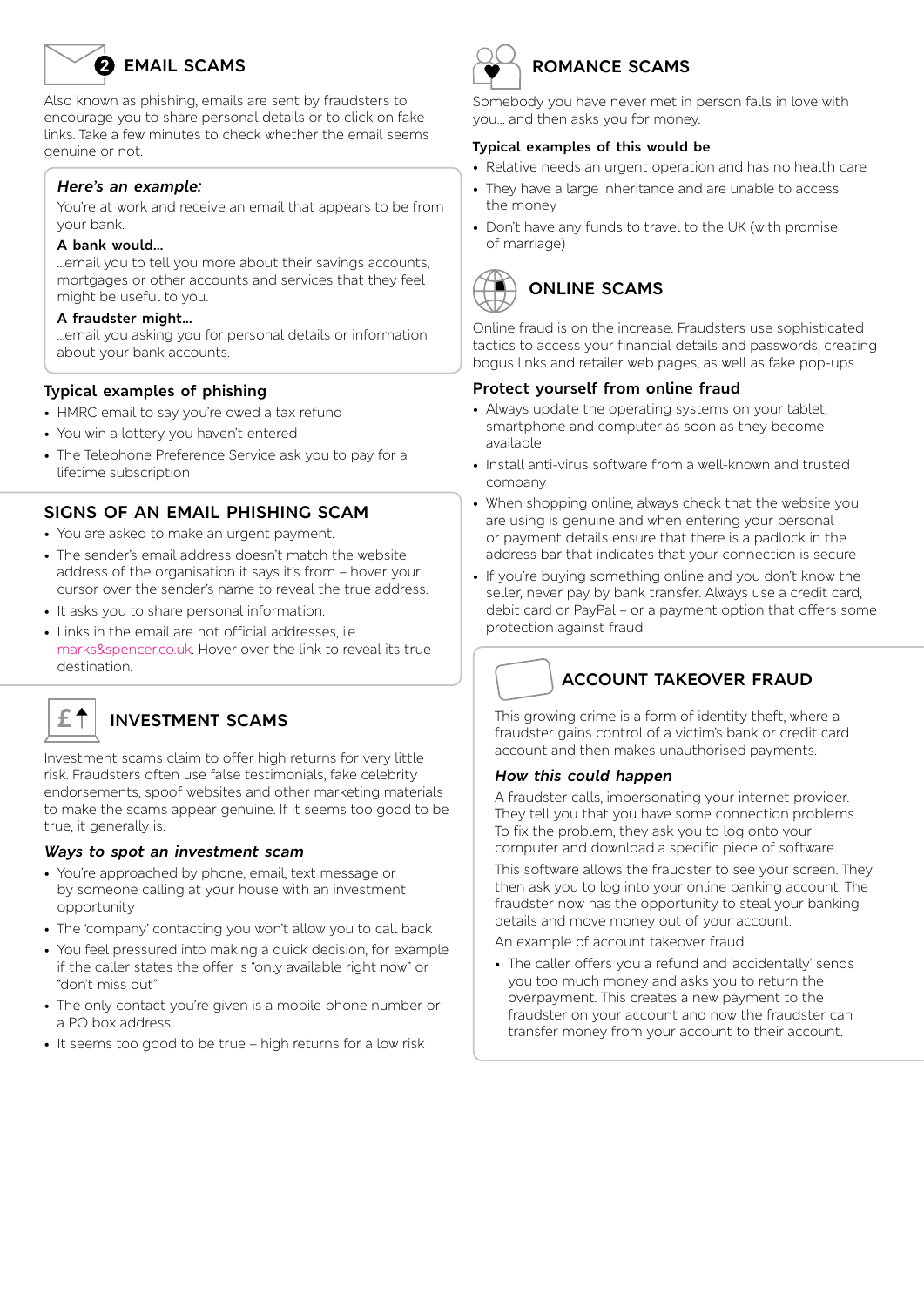## 2 EMAIL SCAMS

Also known as phishing, emails are sent by fraudsters to encourage you to share personal details or to click on fake links. Take a few minutes to check whether the email seems genuine or not.

> ***Here's an example:***
>
> You're at work and receive an email that appears to be from your bank.
>
> **A bank would...**
>
> ...email you to tell you more about their savings accounts, mortgages or other accounts and services that they feel might be useful to you.
>
> **A fraudster might...**
>
> ...email you asking you for personal details or information about your bank accounts.

### Typical examples of phishing

- HMRC email to say you're owed a tax refund
- You win a lottery you haven't entered
- The Telephone Preference Service ask you to pay for a lifetime subscription

## SIGNS OF AN EMAIL PHISHING SCAM

- You are asked to make an urgent payment.
- The sender's email address doesn't match the website address of the organisation it says it's from – hover your cursor over the sender's name to reveal the true address.
- It asks you to share personal information.
- Links in the email are not official addresses, i.e. marks&spencer.co.uk. Hover over the link to reveal its true destination.

## INVESTMENT SCAMS

Investment scams claim to offer high returns for very little risk. Fraudsters often use false testimonials, fake celebrity endorsements, spoof websites and other marketing materials to make the scams appear genuine. If it seems too good to be true, it generally is.

### *Ways to spot an investment scam*

- You're approached by phone, email, text message or by someone calling at your house with an investment opportunity
- The 'company' contacting you won't allow you to call back
- You feel pressured into making a quick decision, for example if the caller states the offer is "only available right now" or "don't miss out"
- The only contact you're given is a mobile phone number or a PO box address
- It seems too good to be true – high returns for a low risk

## ROMANCE SCAMS

Somebody you have never met in person falls in love with you... and then asks you for money.

### Typical examples of this would be

- Relative needs an urgent operation and has no health care
- They have a large inheritance and are unable to access the money
- Don't have any funds to travel to the UK (with promise of marriage)

## ONLINE SCAMS

Online fraud is on the increase. Fraudsters use sophisticated tactics to access your financial details and passwords, creating bogus links and retailer web pages, as well as fake pop-ups.

### Protect yourself from online fraud

- Always update the operating systems on your tablet, smartphone and computer as soon as they become available
- Install anti-virus software from a well-known and trusted company
- When shopping online, always check that the website you are using is genuine and when entering your personal or payment details ensure that there is a padlock in the address bar that indicates that your connection is secure
- If you're buying something online and you don't know the seller, never pay by bank transfer. Always use a credit card, debit card or PayPal – or a payment option that offers some protection against fraud

## ACCOUNT TAKEOVER FRAUD

This growing crime is a form of identity theft, where a fraudster gains control of a victim's bank or credit card account and then makes unauthorised payments.

### *How this could happen*

A fraudster calls, impersonating your internet provider. They tell you that you have some connection problems. To fix the problem, they ask you to log onto your computer and download a specific piece of software.

This software allows the fraudster to see your screen. They then ask you to log into your online banking account. The fraudster now has the opportunity to steal your banking details and move money out of your account.

An example of account takeover fraud

- The caller offers you a refund and 'accidentally' sends you too much money and asks you to return the overpayment. This creates a new payment to the fraudster on your account and now the fraudster can transfer money from your account to their account.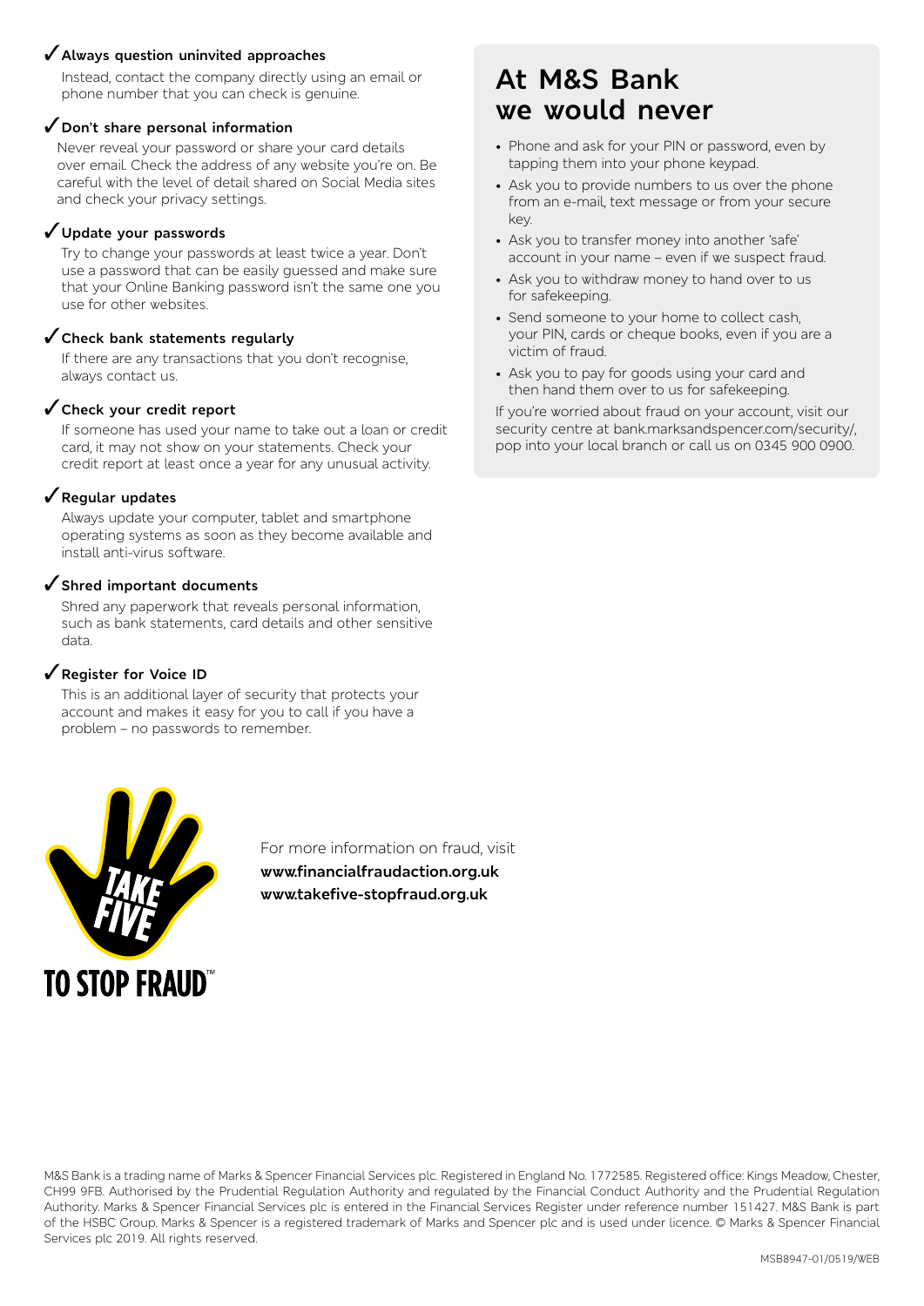### ✓ Always question uninvited approaches

Instead, contact the company directly using an email or phone number that you can check is genuine.

### ✓ Don't share personal information

Never reveal your password or share your card details over email. Check the address of any website you're on. Be careful with the level of detail shared on Social Media sites and check your privacy settings.

### ✓ Update your passwords

Try to change your passwords at least twice a year. Don't use a password that can be easily guessed and make sure that your Online Banking password isn't the same one you use for other websites.

### ✓ Check bank statements regularly

If there are any transactions that you don't recognise, always contact us.

### ✓ Check your credit report

If someone has used your name to take out a loan or credit card, it may not show on your statements. Check your credit report at least once a year for any unusual activity.

### ✓ Regular updates

Always update your computer, tablet and smartphone operating systems as soon as they become available and install anti-virus software.

### ✓ Shred important documents

Shred any paperwork that reveals personal information, such as bank statements, card details and other sensitive data.

### ✓ Register for Voice ID

This is an additional layer of security that protects your account and makes it easy for you to call if you have a problem – no passwords to remember.

## At M&S Bank we would never

- Phone and ask for your PIN or password, even by tapping them into your phone keypad.
- Ask you to provide numbers to us over the phone from an e-mail, text message or from your secure key.
- Ask you to transfer money into another 'safe' account in your name – even if we suspect fraud.
- Ask you to withdraw money to hand over to us for safekeeping.
- Send someone to your home to collect cash, your PIN, cards or cheque books, even if you are a victim of fraud.
- Ask you to pay for goods using your card and then hand them over to us for safekeeping.

If you're worried about fraud on your account, visit our security centre at bank.marksandspencer.com/security/, pop into your local branch or call us on 0345 900 0900.

TAKE FIVE TO STOP FRAUD™

For more information on fraud, visit
**www.financialfraudaction.org.uk**
**www.takefive-stopfraud.org.uk**

M&S Bank is a trading name of Marks & Spencer Financial Services plc. Registered in England No. 1772585. Registered office: Kings Meadow, Chester, CH99 9FB. Authorised by the Prudential Regulation Authority and regulated by the Financial Conduct Authority and the Prudential Regulation Authority. Marks & Spencer Financial Services plc is entered in the Financial Services Register under reference number 151427. M&S Bank is part of the HSBC Group. Marks & Spencer is a registered trademark of Marks and Spencer plc and is used under licence. © Marks & Spencer Financial Services plc 2019. All rights reserved.

MSB8947-01/0519/WEB